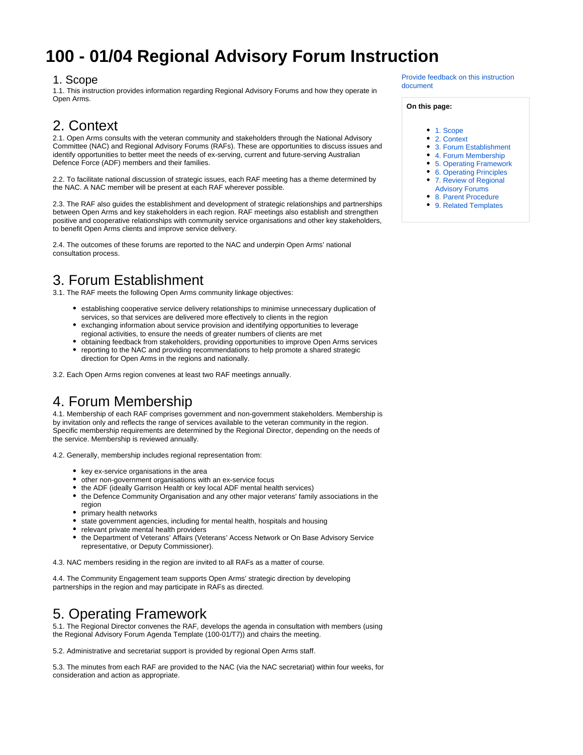# 100 - 01/04 Regional Advisory Forum Instruction

Provide feedback on this instruction document

**On this page:**

- 1. Scope
- 2. Context
- 3. Forum Establishment
- 4. Forum Membership
- 5. Operating Framework
- 6. Operating Principles
- 7. Review of Regional Advisory Forums
- 8. Parent Procedure
- 9. Related Templates

## 1. Scope

1.1. This instruction provides information regarding Regional Advisory Forums and how they operate in Open Arms.

## 2. Context

2.1. Open Arms consults with the veteran community and stakeholders through the National Advisory Committee (NAC) and Regional Advisory Forums (RAFs). These are opportunities to discuss issues and identify opportunities to better meet the needs of ex-serving, current and future-serving Australian Defence Force (ADF) members and their families.

2.2. To facilitate national discussion of strategic issues, each RAF meeting has a theme determined by the NAC. A NAC member will be present at each RAF wherever possible.

2.3. The RAF also guides the establishment and development of strategic relationships and partnerships between Open Arms and key stakeholders in each region. RAF meetings also establish and strengthen positive and cooperative relationships with community service organisations and other key stakeholders, to benefit Open Arms clients and improve service delivery.

2.4. The outcomes of these forums are reported to the NAC and underpin Open Arms' national consultation process.

## 3. Forum Establishment

3.1. The RAF meets the following Open Arms community linkage objectives:

- establishing cooperative service delivery relationships to minimise unnecessary duplication of services, so that services are delivered more effectively to clients in the region
- exchanging information about service provision and identifying opportunities to leverage regional activities, to ensure the needs of greater numbers of clients are met
- obtaining feedback from stakeholders, providing opportunities to improve Open Arms services
- reporting to the NAC and providing recommendations to help promote a shared strategic direction for Open Arms in the regions and nationally.

3.2. Each Open Arms region convenes at least two RAF meetings annually.

## 4. Forum Membership

4.1. Membership of each RAF comprises government and non-government stakeholders. Membership is by invitation only and reflects the range of services available to the veteran community in the region. Specific membership requirements are determined by the Regional Director, depending on the needs of the service. Membership is reviewed annually.

4.2. Generally, membership includes regional representation from:

- key ex-service organisations in the area
- other non-government organisations with an ex-service focus
- the ADF (ideally Garrison Health or key local ADF mental health services)
- the Defence Community Organisation and any other major veterans' family associations in the region
- primary health networks
- state government agencies, including for mental health, hospitals and housing
- relevant private mental health providers
- the Department of Veterans' Affairs (Veterans' Access Network or On Base Advisory Service representative, or Deputy Commissioner).

4.3. NAC members residing in the region are invited to all RAFs as a matter of course.

4.4. The Community Engagement team supports Open Arms' strategic direction by developing partnerships in the region and may participate in RAFs as directed.

## 5. Operating Framework

5.1. The Regional Director convenes the RAF, develops the agenda in consultation with members (using the Regional Advisory Forum Agenda Template (100-01/T7)) and chairs the meeting.

5.2. Administrative and secretariat support is provided by regional Open Arms staff.

5.3. The minutes from each RAF are provided to the NAC (via the NAC secretariat) within four weeks, for consideration and action as appropriate.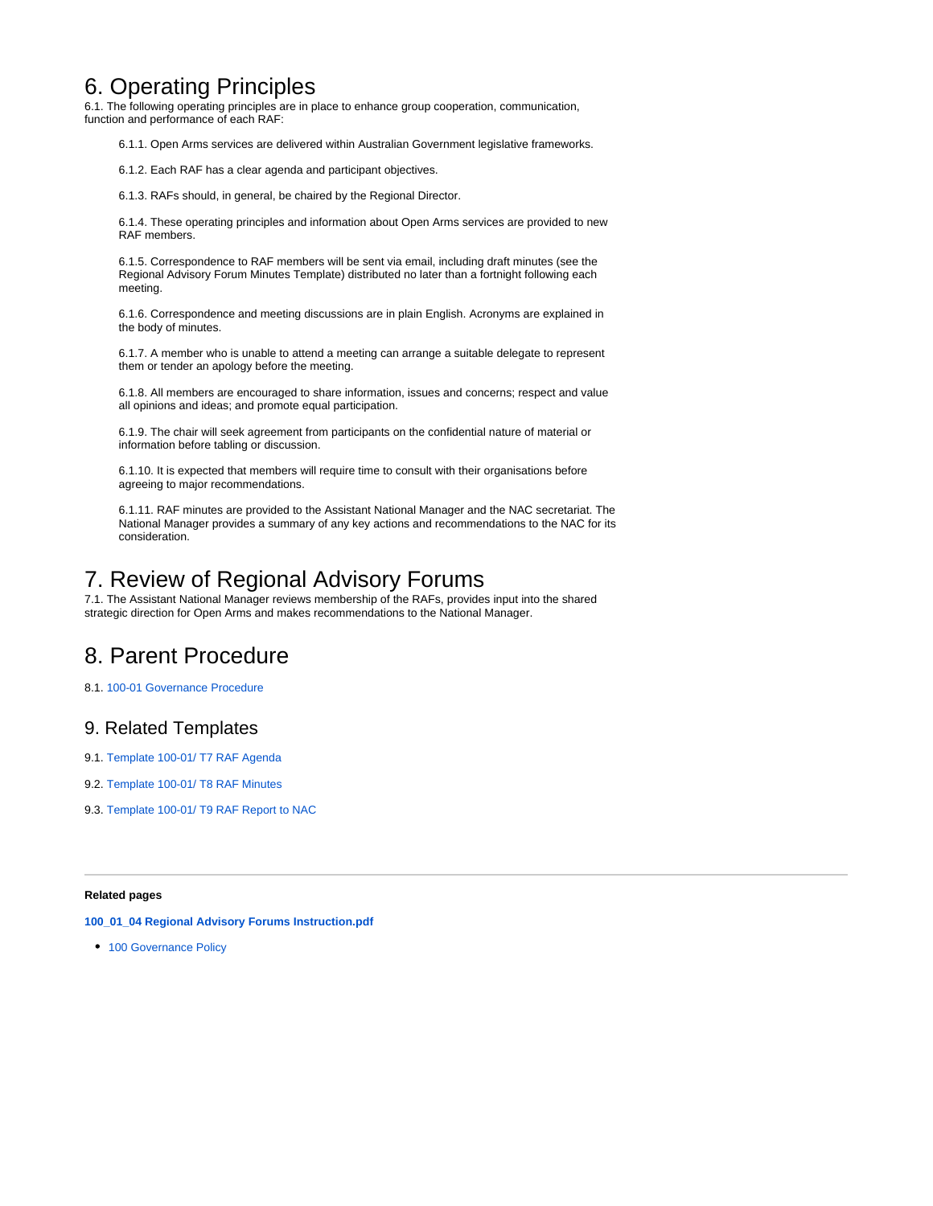# 6. Operating Principles

6.1. The following operating principles are in place to enhance group cooperation, communication, function and performance of each RAF:

6.1.1. Open Arms services are delivered within Australian Government legislative frameworks.

6.1.2. Each RAF has a clear agenda and participant objectives.

6.1.3. RAFs should, in general, be chaired by the Regional Director.

6.1.4. These operating principles and information about Open Arms services are provided to new RAF members.

6.1.5. Correspondence to RAF members will be sent via email, including draft minutes (see the Regional Advisory Forum Minutes Template) distributed no later than a fortnight following each meeting.

6.1.6. Correspondence and meeting discussions are in plain English. Acronyms are explained in the body of minutes.

6.1.7. A member who is unable to attend a meeting can arrange a suitable delegate to represent them or tender an apology before the meeting.

6.1.8. All members are encouraged to share information, issues and concerns; respect and value all opinions and ideas; and promote equal participation.

6.1.9. The chair will seek agreement from participants on the confidential nature of material or information before tabling or discussion.

6.1.10. It is expected that members will require time to consult with their organisations before agreeing to major recommendations.

6.1.11. RAF minutes are provided to the Assistant National Manager and the NAC secretariat. The National Manager provides a summary of any key actions and recommendations to the NAC for its consideration.

# 7. Review of Regional Advisory Forums

7.1. The Assistant National Manager reviews membership of the RAFs, provides input into the shared strategic direction for Open Arms and makes recommendations to the National Manager.

# 8. Parent Procedure

8.1. 100-01 Governance Procedure

## 9. Related Templates

9.1. Template 100-01/ T7 RAF Agenda

9.2. Template 100-01/ T8 RAF Minutes

9.3. Template 100-01/ T9 RAF Report to NAC

---

**Related pages**

**100_01_04 Regional Advisory Forums Instruction.pdf**

- 100 Governance Policy